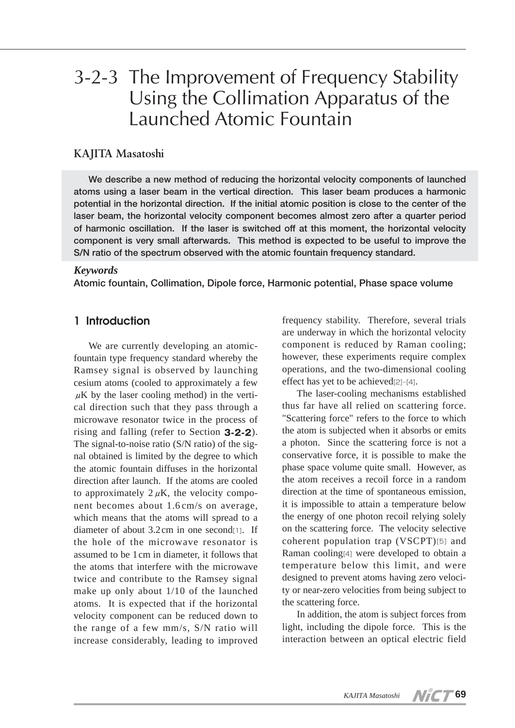# 3-2-3 The Improvement of Frequency Stability Using the Collimation Apparatus of the Launched Atomic Fountain

**KAJITA Masatoshi**

**We describe a new method of reducing the horizontal velocity components of launched atoms using a laser beam in the vertical direction. This laser beam produces a harmonic potential in the horizontal direction. If the initial atomic position is close to the center of the laser beam, the horizontal velocity component becomes almost zero after a quarter period of harmonic oscillation. If the laser is switched off at this moment, the horizontal velocity component is very small afterwards. This method is expected to be useful to improve the S/N ratio of the spectrum observed with the atomic fountain frequency standard.**

***Keywords***

**Atomic fountain, Collimation, Dipole force, Harmonic potential, Phase space volume**

## 1 Introduction

We are currently developing an atomic-fountain type frequency standard whereby the Ramsey signal is observed by launching cesium atoms (cooled to approximately a few $\mu$K by the laser cooling method) in the vertical direction such that they pass through a microwave resonator twice in the process of rising and falling (refer to Section **3-2-2**). The signal-to-noise ratio (S/N ratio) of the signal obtained is limited by the degree to which the atomic fountain diffuses in the horizontal direction after launch. If the atoms are cooled to approximately 2 $\mu$K, the velocity component becomes about 1.6 cm/s on average, which means that the atoms will spread to a diameter of about 3.2 cm in one second[1]. If the hole of the microwave resonator is assumed to be 1 cm in diameter, it follows that the atoms that interfere with the microwave twice and contribute to the Ramsey signal make up only about 1/10 of the launched atoms. It is expected that if the horizontal velocity component can be reduced down to the range of a few mm/s, S/N ratio will increase considerably, leading to improved frequency stability. Therefore, several trials are underway in which the horizontal velocity component is reduced by Raman cooling; however, these experiments require complex operations, and the two-dimensional cooling effect has yet to be achieved[2]-[4].

The laser-cooling mechanisms established thus far have all relied on scattering force. "Scattering force" refers to the force to which the atom is subjected when it absorbs or emits a photon. Since the scattering force is not a conservative force, it is possible to make the phase space volume quite small. However, as the atom receives a recoil force in a random direction at the time of spontaneous emission, it is impossible to attain a temperature below the energy of one photon recoil relying solely on the scattering force. The velocity selective coherent population trap (VSCPT)[5] and Raman cooling[4] were developed to obtain a temperature below this limit, and were designed to prevent atoms having zero velocity or near-zero velocities from being subject to the scattering force.

In addition, the atom is subject forces from light, including the dipole force. This is the interaction between an optical electric field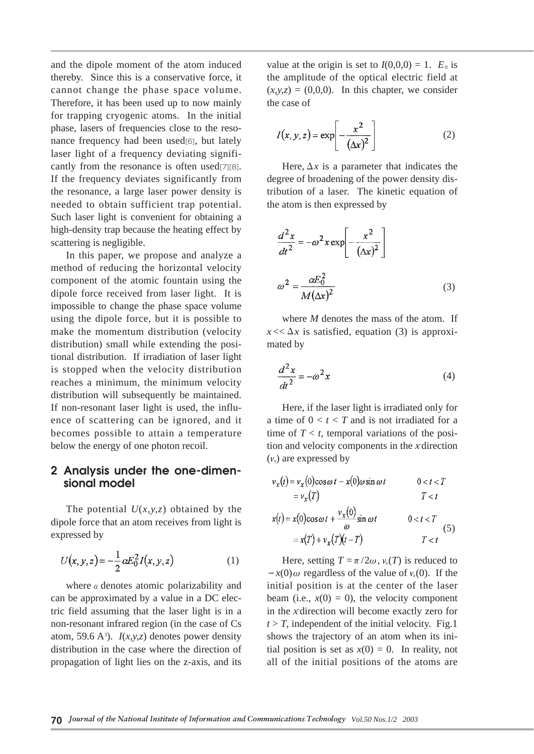and the dipole moment of the atom induced thereby. Since this is a conservative force, it cannot change the phase space volume. Therefore, it has been used up to now mainly for trapping cryogenic atoms. In the initial phase, lasers of frequencies close to the resonance frequency had been used[6], but lately laser light of a frequency deviating significantly from the resonance is often used[7][8]. If the frequency deviates significantly from the resonance, a large laser power density is needed to obtain sufficient trap potential. Such laser light is convenient for obtaining a high-density trap because the heating effect by scattering is negligible.

In this paper, we propose and analyze a method of reducing the horizontal velocity component of the atomic fountain using the dipole force received from laser light. It is impossible to change the phase space volume using the dipole force, but it is possible to make the momentum distribution (velocity distribution) small while extending the positional distribution. If irradiation of laser light is stopped when the velocity distribution reaches a minimum, the minimum velocity distribution will subsequently be maintained. If non-resonant laser light is used, the influence of scattering can be ignored, and it becomes possible to attain a temperature below the energy of one photon recoil.

## 2 Analysis under the one-dimensional model

The potential $U(x,y,z)$ obtained by the dipole force that an atom receives from light is expressed by

$$U(x,y,z) = -\frac{1}{2}\alpha E_0^2 I(x,y,z) \tag{1}$$

where $\alpha$ denotes atomic polarizability and can be approximated by a value in a DC electric field assuming that the laser light is in a non-resonant infrared region (in the case of Cs atom, 59.6 A[3]). $I(x,y,z)$ denotes power density distribution in the case where the direction of propagation of light lies on the z-axis, and its value at the origin is set to $I(0,0,0) = 1$. $E_0$ is the amplitude of the optical electric field at $(x,y,z) = (0,0,0)$. In this chapter, we consider the case of

$$I(x,y,z) = \exp\left[-\frac{x^2}{(\Delta x)^2}\right] \tag{2}$$

Here, $\Delta x$ is a parameter that indicates the degree of broadening of the power density distribution of a laser. The kinetic equation of the atom is then expressed by

$$\frac{d^2x}{dt^2} = -\omega^2 x \exp\left[-\frac{x^2}{(\Delta x)^2}\right]$$

$$\omega^2 = \frac{\alpha E_0^2}{M(\Delta x)^2} \tag{3}$$

where $M$ denotes the mass of the atom. If $x << \Delta x$ is satisfied, equation (3) is approximated by

$$\frac{d^2x}{dt^2} = -\omega^2 x \tag{4}$$

Here, if the laser light is irradiated only for a time of $0 < t < T$ and is not irradiated for a time of $T < t$, temporal variations of the position and velocity components in the $x$ direction ($v_x$) are expressed by

$$\begin{aligned} v_x(t) &= v_x(0)\cos\omega t - x(0)\omega\sin\omega t & 0 < t < T \\ &= v_x(T) & T < t \\ x(t) &= x(0)\cos\omega t + \frac{v_x(0)}{\omega}\sin\omega t & 0 < t < T \\ &= x(T) + v_x(T)(t - T) & T < t \end{aligned} \tag{5}$$

Here, setting $T = \pi/2\omega$, $v_x(T)$ is reduced to $-x(0)\omega$ regardless of the value of $v_x(0)$. If the initial position is at the center of the laser beam (i.e., $x(0) = 0$), the velocity component in the $x$ direction will become exactly zero for $t > T$, independent of the initial velocity. Fig.1 shows the trajectory of an atom when its initial position is set as $x(0) = 0$. In reality, not all of the initial positions of the atoms are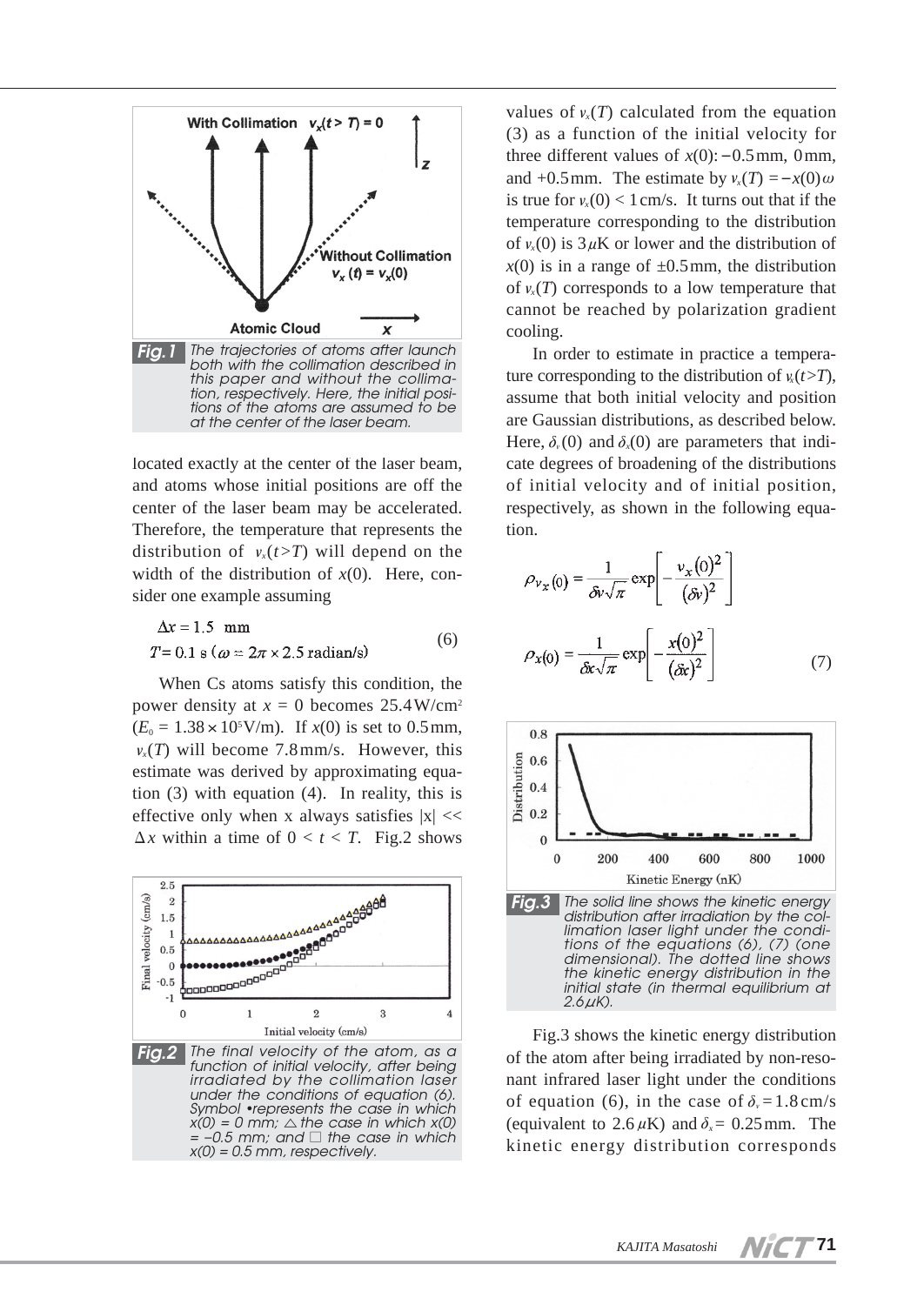*Fig.1* The trajectories of atoms after launch both with the collimation described in this paper and without the collimation, respectively. Here, the initial positions of the atoms are assumed to be at the center of the laser beam.

located exactly at the center of the laser beam, and atoms whose initial positions are off the center of the laser beam may be accelerated. Therefore, the temperature that represents the distribution of $v_x(t>T)$ will depend on the width of the distribution of $x(0)$. Here, consider one example assuming

$$\Delta x = 1.5 \text{ mm}$$
$$T = 0.1 \text{ s } (\omega = 2\pi \times 2.5 \text{ radian/s}) \tag{6}$$

When Cs atoms satisfy this condition, the power density at $x = 0$ becomes $25.4\,\text{W/cm}^2$ ($E_0 = 1.38 \times 10^5\,\text{V/m}$). If $x(0)$ is set to 0.5 mm, $v_x(T)$ will become 7.8 mm/s. However, this estimate was derived by approximating equation (3) with equation (4). In reality, this is effective only when x always satisfies $|x| << \Delta x$ within a time of $0 < t < T$. Fig.2 shows

*Fig.2* The final velocity of the atom, as a function of initial velocity, after being irradiated by the collimation laser under the conditions of equation (6). Symbol •represents the case in which $x(0) = 0$ mm; △ the case in which $x(0) = -0.5$ mm; and □ the case in which $x(0) = 0.5$ mm, respectively.

values of $v_x(T)$ calculated from the equation (3) as a function of the initial velocity for three different values of $x(0)$: $-0.5$ mm, 0 mm, and +0.5 mm. The estimate by $v_x(T) = -x(0)\omega$ is true for $v_x(0) < 1$ cm/s. It turns out that if the temperature corresponding to the distribution of $v_x(0)$ is $3\,\mu$K or lower and the distribution of $x(0)$ is in a range of $\pm 0.5$ mm, the distribution of $v_x(T)$ corresponds to a low temperature that cannot be reached by polarization gradient cooling.

In order to estimate in practice a temperature corresponding to the distribution of $v_x(t>T)$, assume that both initial velocity and position are Gaussian distributions, as described below. Here, $\delta_v(0)$ and $\delta_x(0)$ are parameters that indicate degrees of broadening of the distributions of initial velocity and of initial position, respectively, as shown in the following equation.

$$\rho_{v_x(0)} = \frac{1}{\delta v \sqrt{\pi}} \exp\left[ -\frac{v_x(0)^2}{(\delta v)^2} \right]$$

$$\rho_{x(0)} = \frac{1}{\delta x \sqrt{\pi}} \exp\left[ -\frac{x(0)^2}{(\delta x)^2} \right] \tag{7}$$

*Fig.3* The solid line shows the kinetic energy distribution after irradiation by the collimation laser light under the conditions of the equations (6), (7) (one dimensional). The dotted line shows the kinetic energy distribution in the initial state (in thermal equilibrium at $2.6\,\mu$K).

Fig.3 shows the kinetic energy distribution of the atom after being irradiated by non-resonant infrared laser light under the conditions of equation (6), in the case of $\delta_v = 1.8$ cm/s (equivalent to $2.6\,\mu$K) and $\delta_x = 0.25$ mm. The kinetic energy distribution corresponds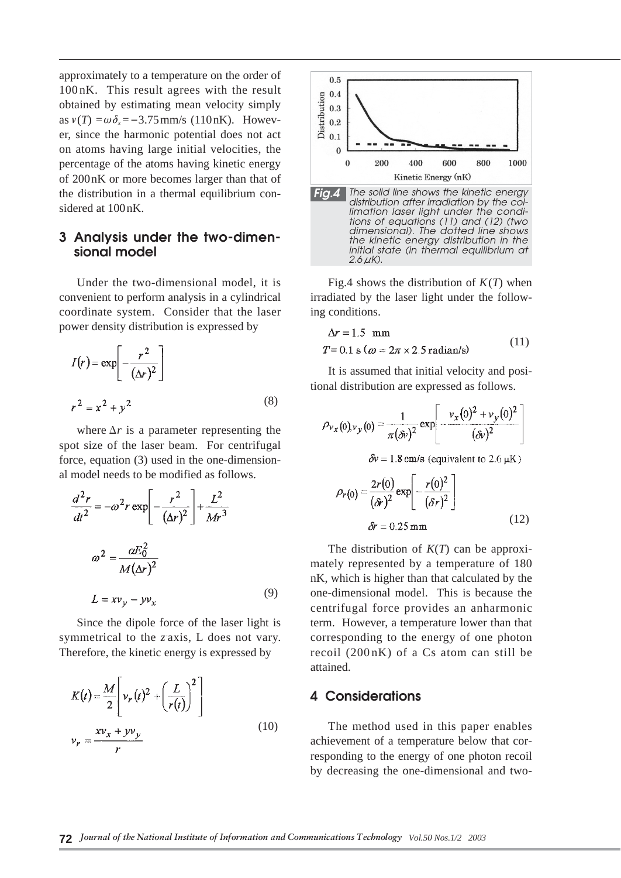approximately to a temperature on the order of 100 nK. This result agrees with the result obtained by estimating mean velocity simply as $v(T) = \omega \delta_x = -3.75$ mm/s (110 nK). However, since the harmonic potential does not act on atoms having large initial velocities, the percentage of the atoms having kinetic energy of 200 nK or more becomes larger than that of the distribution in a thermal equilibrium considered at 100 nK.

## 3 Analysis under the two-dimensional model

Under the two-dimensional model, it is convenient to perform analysis in a cylindrical coordinate system. Consider that the laser power density distribution is expressed by

$$I(r) = \exp\left[-\frac{r^2}{(\Delta r)^2}\right]$$

$$r^2 = x^2 + y^2 \tag{8}$$

where $\Delta r$ is a parameter representing the spot size of the laser beam. For centrifugal force, equation (3) used in the one-dimensional model needs to be modified as follows.

$$\frac{d^2 r}{dt^2} = -\omega^2 r \exp\left[-\frac{r^2}{(\Delta r)^2}\right] + \frac{L^2}{Mr^3}$$

$$\omega^2 = \frac{\alpha E_0^2}{M(\Delta r)^2}$$

$$L = xv_y - yv_x \tag{9}$$

Since the dipole force of the laser light is symmetrical to the $z$-axis, L does not vary. Therefore, the kinetic energy is expressed by

$$K(t) = \frac{M}{2}\left[v_r(t)^2 + \left(\frac{L}{r(t)}\right)^2\right]$$

$$v_r = \frac{xv_x + yv_y}{r} \tag{10}$$

**Fig.4** The solid line shows the kinetic energy distribution after irradiation by the collimation laser light under the conditions of equations (11) and (12) (two dimensional). The dotted line shows the kinetic energy distribution in the initial state (in thermal equilibrium at 2.6 $\mu$K).

Fig.4 shows the distribution of $K(T)$ when irradiated by the laser light under the following conditions.

$$\Delta r = 1.5 \text{ mm}$$
$$T = 0.1 \text{ s } (\omega = 2\pi \times 2.5 \text{ radian/s}) \tag{11}$$

It is assumed that initial velocity and positional distribution are expressed as follows.

$$\rho_{v_x(0),v_y(0)} = \frac{1}{\pi(\delta v)^2}\exp\left[-\frac{v_x(0)^2 + v_y(0)^2}{(\delta v)^2}\right]$$

$$\delta v = 1.8 \text{ cm/s (equivalent to 2.6 } \mu\text{K)}$$

$$\rho_{r(0)} = \frac{2r(0)}{(\delta r)^2}\exp\left[-\frac{r(0)^2}{(\delta r)^2}\right]$$

$$\delta r = 0.25 \text{ mm} \tag{12}$$

The distribution of $K(T)$ can be approximately represented by a temperature of 180 nK, which is higher than that calculated by the one-dimensional model. This is because the centrifugal force provides an anharmonic term. However, a temperature lower than that corresponding to the energy of one photon recoil (200 nK) of a Cs atom can still be attained.

## 4 Considerations

The method used in this paper enables achievement of a temperature below that corresponding to the energy of one photon recoil by decreasing the one-dimensional and two-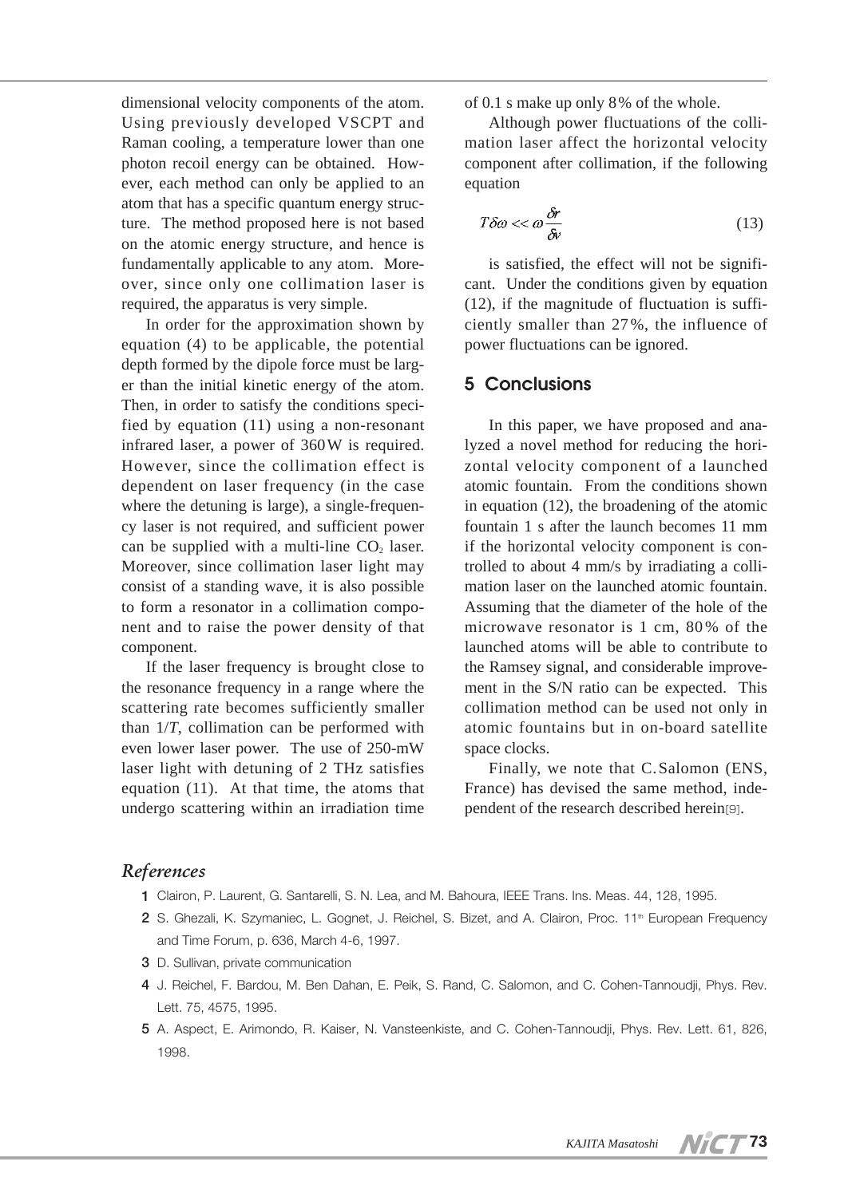dimensional velocity components of the atom. Using previously developed VSCPT and Raman cooling, a temperature lower than one photon recoil energy can be obtained. However, each method can only be applied to an atom that has a specific quantum energy structure. The method proposed here is not based on the atomic energy structure, and hence is fundamentally applicable to any atom. Moreover, since only one collimation laser is required, the apparatus is very simple.

In order for the approximation shown by equation (4) to be applicable, the potential depth formed by the dipole force must be larger than the initial kinetic energy of the atom. Then, in order to satisfy the conditions specified by equation (11) using a non-resonant infrared laser, a power of 360W is required. However, since the collimation effect is dependent on laser frequency (in the case where the detuning is large), a single-frequency laser is not required, and sufficient power can be supplied with a multi-line $CO_2$ laser. Moreover, since collimation laser light may consist of a standing wave, it is also possible to form a resonator in a collimation component and to raise the power density of that component.

If the laser frequency is brought close to the resonance frequency in a range where the scattering rate becomes sufficiently smaller than $1/T$, collimation can be performed with even lower laser power. The use of 250-mW laser light with detuning of 2 THz satisfies equation (11). At that time, the atoms that undergo scattering within an irradiation time of 0.1 s make up only 8% of the whole.

Although power fluctuations of the collimation laser affect the horizontal velocity component after collimation, if the following equation

$$T\delta\omega << \omega\frac{\delta r}{\delta v} \tag{13}$$

is satisfied, the effect will not be significant. Under the conditions given by equation (12), if the magnitude of fluctuation is sufficiently smaller than 27%, the influence of power fluctuations can be ignored.

## 5 Conclusions

In this paper, we have proposed and analyzed a novel method for reducing the horizontal velocity component of a launched atomic fountain. From the conditions shown in equation (12), the broadening of the atomic fountain 1 s after the launch becomes 11 mm if the horizontal velocity component is controlled to about 4 mm/s by irradiating a collimation laser on the launched atomic fountain. Assuming that the diameter of the hole of the microwave resonator is 1 cm, 80% of the launched atoms will be able to contribute to the Ramsey signal, and considerable improvement in the S/N ratio can be expected. This collimation method can be used not only in atomic fountains but in on-board satellite space clocks.

Finally, we note that C. Salomon (ENS, France) has devised the same method, independent of the research described herein[9].

## *References*

1. Clairon, P. Laurent, G. Santarelli, S. N. Lea, and M. Bahoura, IEEE Trans. Ins. Meas. 44, 128, 1995.
2. S. Ghezali, K. Szymaniec, L. Gognet, J. Reichel, S. Bizet, and A. Clairon, Proc. 11th European Frequency and Time Forum, p. 636, March 4-6, 1997.
3. D. Sullivan, private communication
4. J. Reichel, F. Bardou, M. Ben Dahan, E. Peik, S. Rand, C. Salomon, and C. Cohen-Tannoudji, Phys. Rev. Lett. 75, 4575, 1995.
5. A. Aspect, E. Arimondo, R. Kaiser, N. Vansteenkiste, and C. Cohen-Tannoudji, Phys. Rev. Lett. 61, 826, 1998.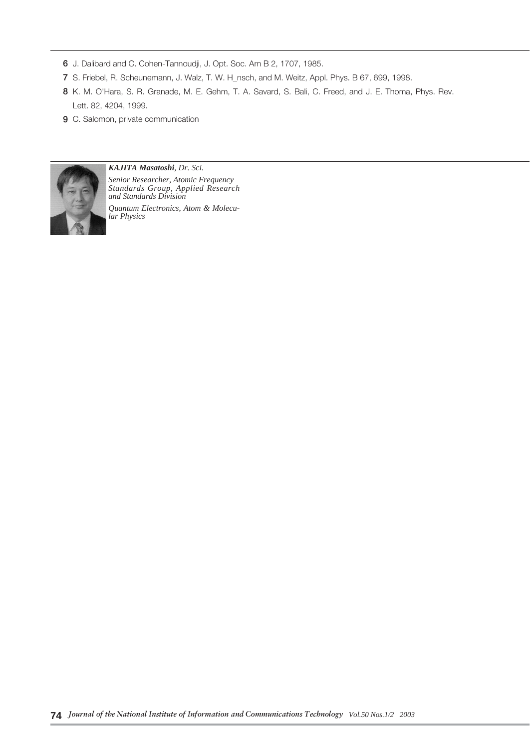6 J. Dalibard and C. Cohen-Tannoudji, J. Opt. Soc. Am B 2, 1707, 1985.

7 S. Friebel, R. Scheunemann, J. Walz, T. W. H_nsch, and M. Weitz, Appl. Phys. B 67, 699, 1998.

8 K. M. O'Hara, S. R. Granade, M. E. Gehm, T. A. Savard, S. Bali, C. Freed, and J. E. Thoma, Phys. Rev. Lett. 82, 4204, 1999.

9 C. Salomon, private communication

***KAJITA Masatoshi**, Dr. Sci.*

*Senior Researcher, Atomic Frequency Standards Group, Applied Research and Standards Division*

*Quantum Electronics, Atom & Molecular Physics*